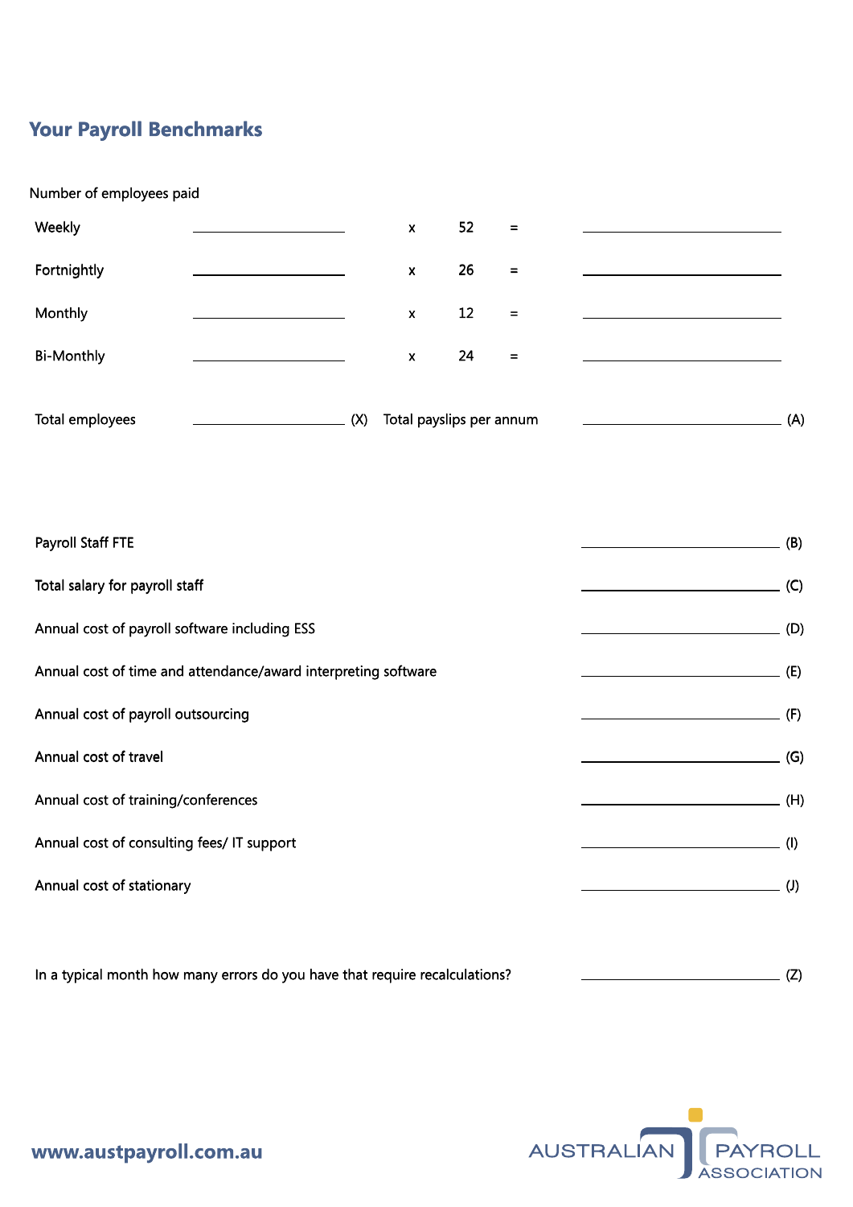## Your Payroll Benchmarks

Number of employees paid

| | | | | | |
|---|---|---|---|---|---|
| Weekly | ____________ | x | 52 | = | ____________ |
| Fortnightly | ____________ | x | 26 | = | ____________ |
| Monthly | ____________ | x | 12 | = | ____________ |
| Bi-Monthly | ____________ | x | 24 | = | ____________ |

Total employees ____________ (X) Total payslips per annum ____________ (A)

Payroll Staff FTE ____________ (B)

Total salary for payroll staff ____________ (C)

Annual cost of payroll software including ESS ____________ (D)

Annual cost of time and attendance/award interpreting software ____________ (E)

Annual cost of payroll outsourcing ____________ (F)

Annual cost of travel ____________ (G)

Annual cost of training/conferences ____________ (H)

Annual cost of consulting fees/ IT support ____________ (I)

Annual cost of stationary ____________ (J)

In a typical month how many errors do you have that require recalculations? ____________ (Z)

www.austpayroll.com.au

AUSTRALIAN PAYROLL ASSOCIATION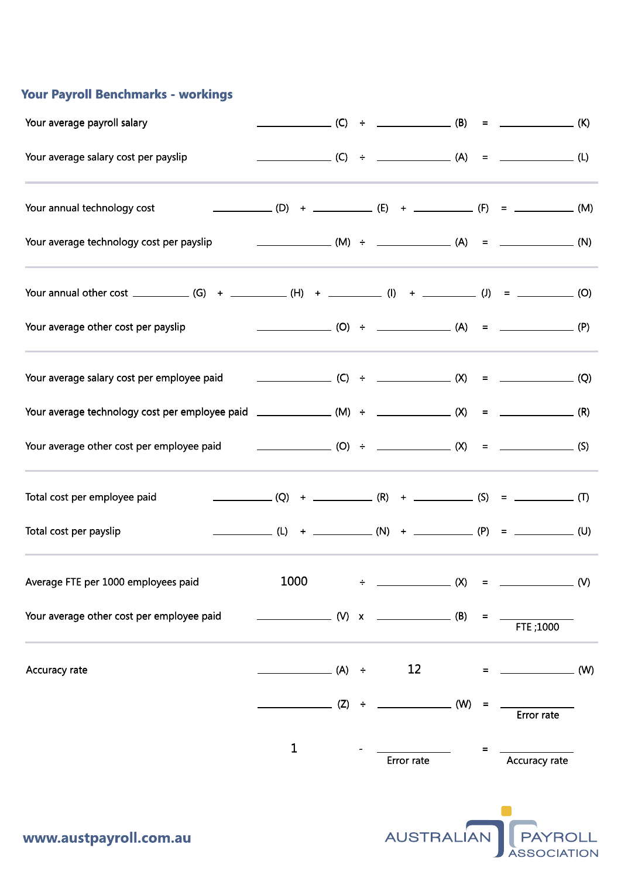## Your Payroll Benchmarks - workings

| | | | | | | |
|---|---|---|---|---|---|---|
| Your average payroll salary | ________ (C) | ÷ | ________ (B) | = | ________ (K) | |
| Your average salary cost per payslip | ________ (C) | ÷ | ________ (A) | = | ________ (L) | |

| | | | | | | | |
|---|---|---|---|---|---|---|---|
| Your annual technology cost | ________ (D) | + | ________ (E) | + | ________ (F) | = | ________ (M) |

| | | | | | |
|---|---|---|---|---|---|
| Your average technology cost per payslip | ________ (M) | ÷ | ________ (A) | = | ________ (N) |

| | | | | | | | | | |
|---|---|---|---|---|---|---|---|---|---|
| Your annual other cost | ________ (G) | + | ________ (H) | + | ________ (I) | + | ________ (J) | = | ________ (O) |

| | | | | | |
|---|---|---|---|---|---|
| Your average other cost per payslip | ________ (O) | ÷ | ________ (A) | = | ________ (P) |

| | | | | | |
|---|---|---|---|---|---|
| Your average salary cost per employee paid | ________ (C) | ÷ | ________ (X) | = | ________ (Q) |
| Your average technology cost per employee paid | ________ (M) | ÷ | ________ (X) | = | ________ (R) |
| Your average other cost per employee paid | ________ (O) | ÷ | ________ (X) | = | ________ (S) |

| | | | | | | | |
|---|---|---|---|---|---|---|---|
| Total cost per employee paid | ________ (Q) | + | ________ (R) | + | ________ (S) | = | ________ (T) |
| Total cost per payslip | ________ (L) | + | ________ (N) | + | ________ (P) | = | ________ (U) |

| | | | | | |
|---|---|---|---|---|---|
| Average FTE per 1000 employees paid | 1000 | ÷ | ________ (X) | = | ________ (V) |
| Your average other cost per employee paid | ________ (V) | x | ________ (B) | = | ________ FTE ;1000 |

| | | | | | |
|---|---|---|---|---|---|
| Accuracy rate | ________ (A) | ÷ | 12 | = | ________ (W) |
| | ________ (Z) | ÷ | ________ (W) | = | ________ Error rate |
| | 1 | - | ________ Error rate | = | ________ Accuracy rate |

www.austpayroll.com.au

AUSTRALIAN PAYROLL ASSOCIATION